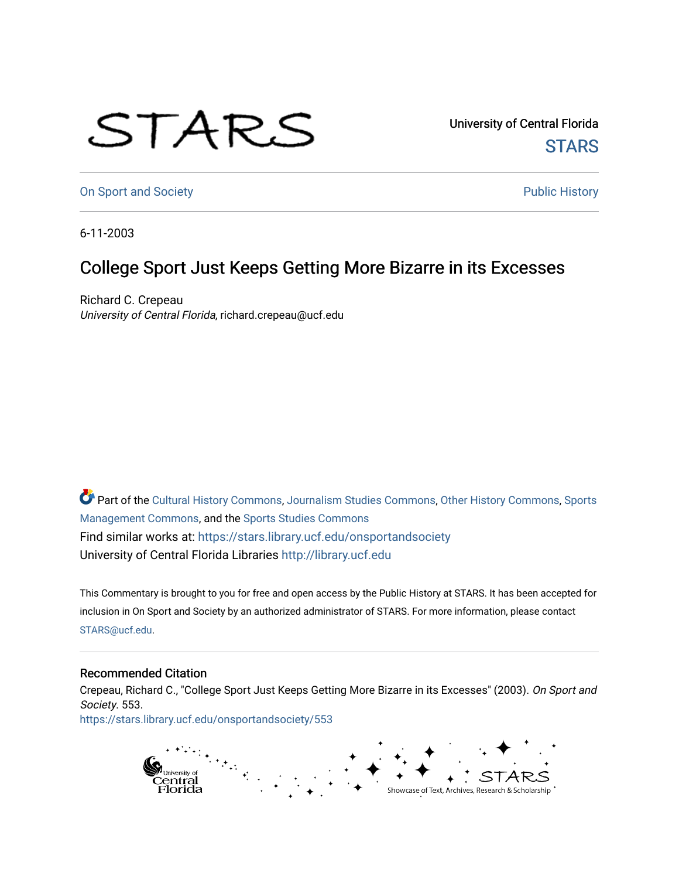University of Central Florida

STARS

On Sport and Society

Public History

6-11-2003

# College Sport Just Keeps Getting More Bizarre in its Excesses

Richard C. Crepeau

*University of Central Florida*, richard.crepeau@ucf.edu

Part of the Cultural History Commons, Journalism Studies Commons, Other History Commons, Sports Management Commons, and the Sports Studies Commons

Find similar works at: https://stars.library.ucf.edu/onsportandsociety

University of Central Florida Libraries http://library.ucf.edu

This Commentary is brought to you for free and open access by the Public History at STARS. It has been accepted for inclusion in On Sport and Society by an authorized administrator of STARS. For more information, please contact STARS@ucf.edu.

## Recommended Citation

Crepeau, Richard C., "College Sport Just Keeps Getting More Bizarre in its Excesses" (2003). *On Sport and Society*. 553.

https://stars.library.ucf.edu/onsportandsociety/553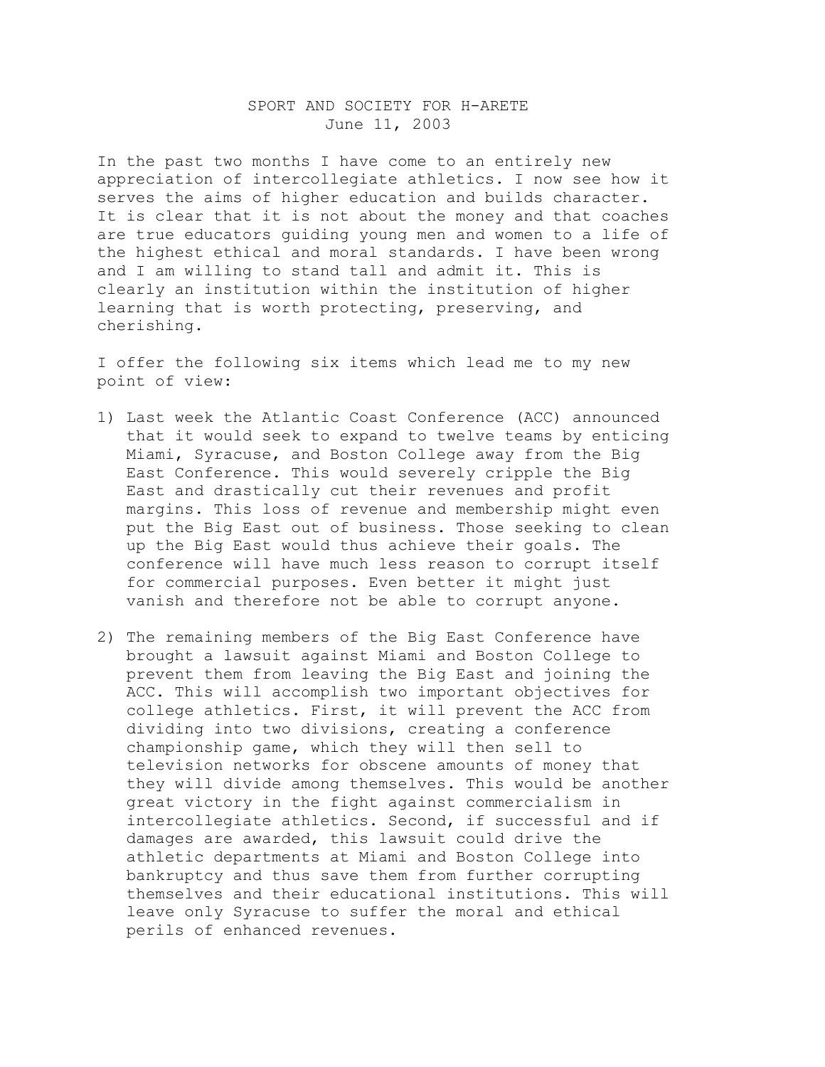# SPORT AND SOCIETY FOR H-ARETE

June 11, 2003

In the past two months I have come to an entirely new appreciation of intercollegiate athletics. I now see how it serves the aims of higher education and builds character. It is clear that it is not about the money and that coaches are true educators guiding young men and women to a life of the highest ethical and moral standards. I have been wrong and I am willing to stand tall and admit it. This is clearly an institution within the institution of higher learning that is worth protecting, preserving, and cherishing.

I offer the following six items which lead me to my new point of view:

1) Last week the Atlantic Coast Conference (ACC) announced that it would seek to expand to twelve teams by enticing Miami, Syracuse, and Boston College away from the Big East Conference. This would severely cripple the Big East and drastically cut their revenues and profit margins. This loss of revenue and membership might even put the Big East out of business. Those seeking to clean up the Big East would thus achieve their goals. The conference will have much less reason to corrupt itself for commercial purposes. Even better it might just vanish and therefore not be able to corrupt anyone.

2) The remaining members of the Big East Conference have brought a lawsuit against Miami and Boston College to prevent them from leaving the Big East and joining the ACC. This will accomplish two important objectives for college athletics. First, it will prevent the ACC from dividing into two divisions, creating a conference championship game, which they will then sell to television networks for obscene amounts of money that they will divide among themselves. This would be another great victory in the fight against commercialism in intercollegiate athletics. Second, if successful and if damages are awarded, this lawsuit could drive the athletic departments at Miami and Boston College into bankruptcy and thus save them from further corrupting themselves and their educational institutions. This will leave only Syracuse to suffer the moral and ethical perils of enhanced revenues.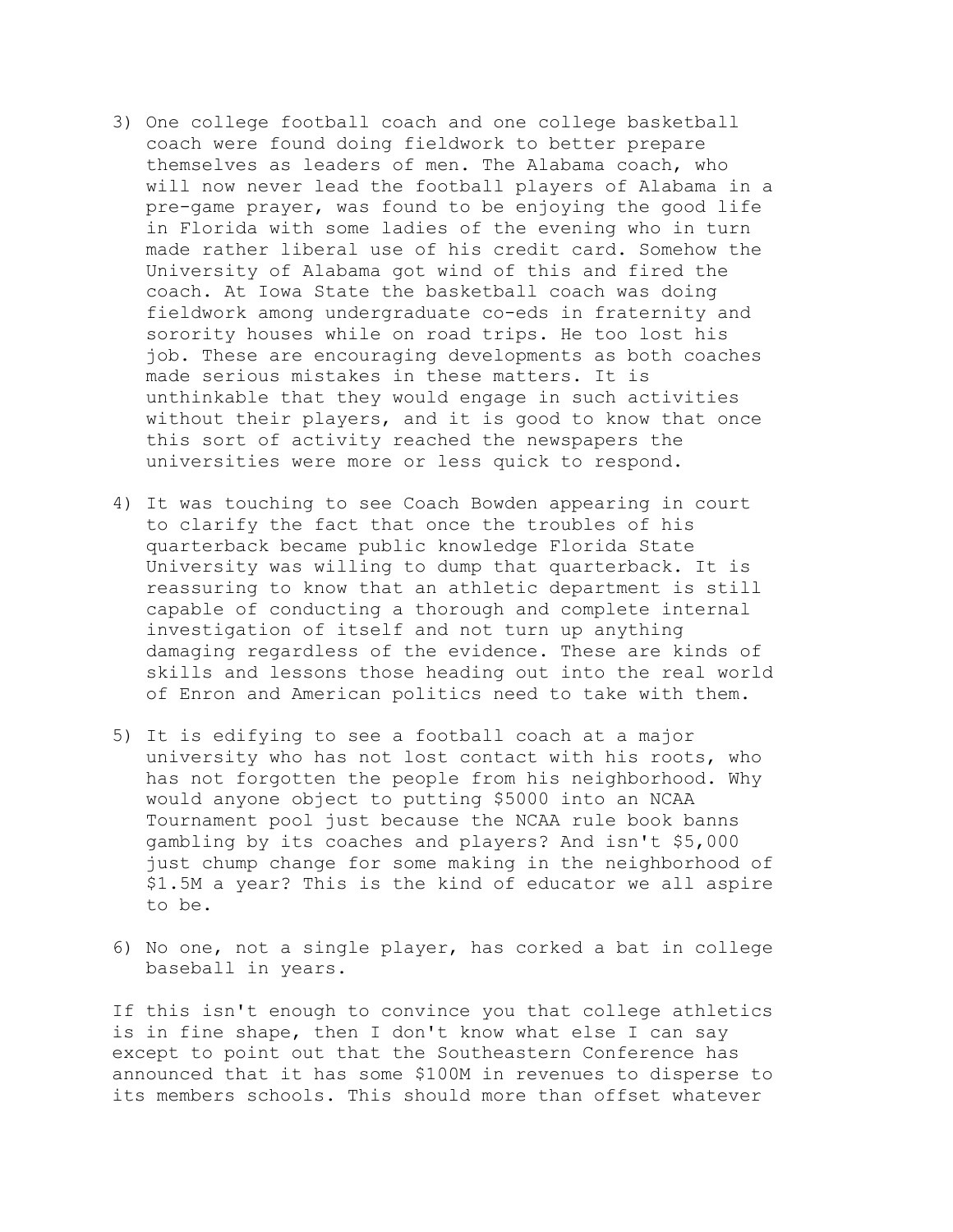3) One college football coach and one college basketball coach were found doing fieldwork to better prepare themselves as leaders of men. The Alabama coach, who will now never lead the football players of Alabama in a pre-game prayer, was found to be enjoying the good life in Florida with some ladies of the evening who in turn made rather liberal use of his credit card. Somehow the University of Alabama got wind of this and fired the coach. At Iowa State the basketball coach was doing fieldwork among undergraduate co-eds in fraternity and sorority houses while on road trips. He too lost his job. These are encouraging developments as both coaches made serious mistakes in these matters. It is unthinkable that they would engage in such activities without their players, and it is good to know that once this sort of activity reached the newspapers the universities were more or less quick to respond.

4) It was touching to see Coach Bowden appearing in court to clarify the fact that once the troubles of his quarterback became public knowledge Florida State University was willing to dump that quarterback. It is reassuring to know that an athletic department is still capable of conducting a thorough and complete internal investigation of itself and not turn up anything damaging regardless of the evidence. These are kinds of skills and lessons those heading out into the real world of Enron and American politics need to take with them.

5) It is edifying to see a football coach at a major university who has not lost contact with his roots, who has not forgotten the people from his neighborhood. Why would anyone object to putting $5000 into an NCAA Tournament pool just because the NCAA rule book banns gambling by its coaches and players? And isn't $5,000 just chump change for some making in the neighborhood of $1.5M a year? This is the kind of educator we all aspire to be.

6) No one, not a single player, has corked a bat in college baseball in years.

If this isn't enough to convince you that college athletics is in fine shape, then I don't know what else I can say except to point out that the Southeastern Conference has announced that it has some $100M in revenues to disperse to its members schools. This should more than offset whatever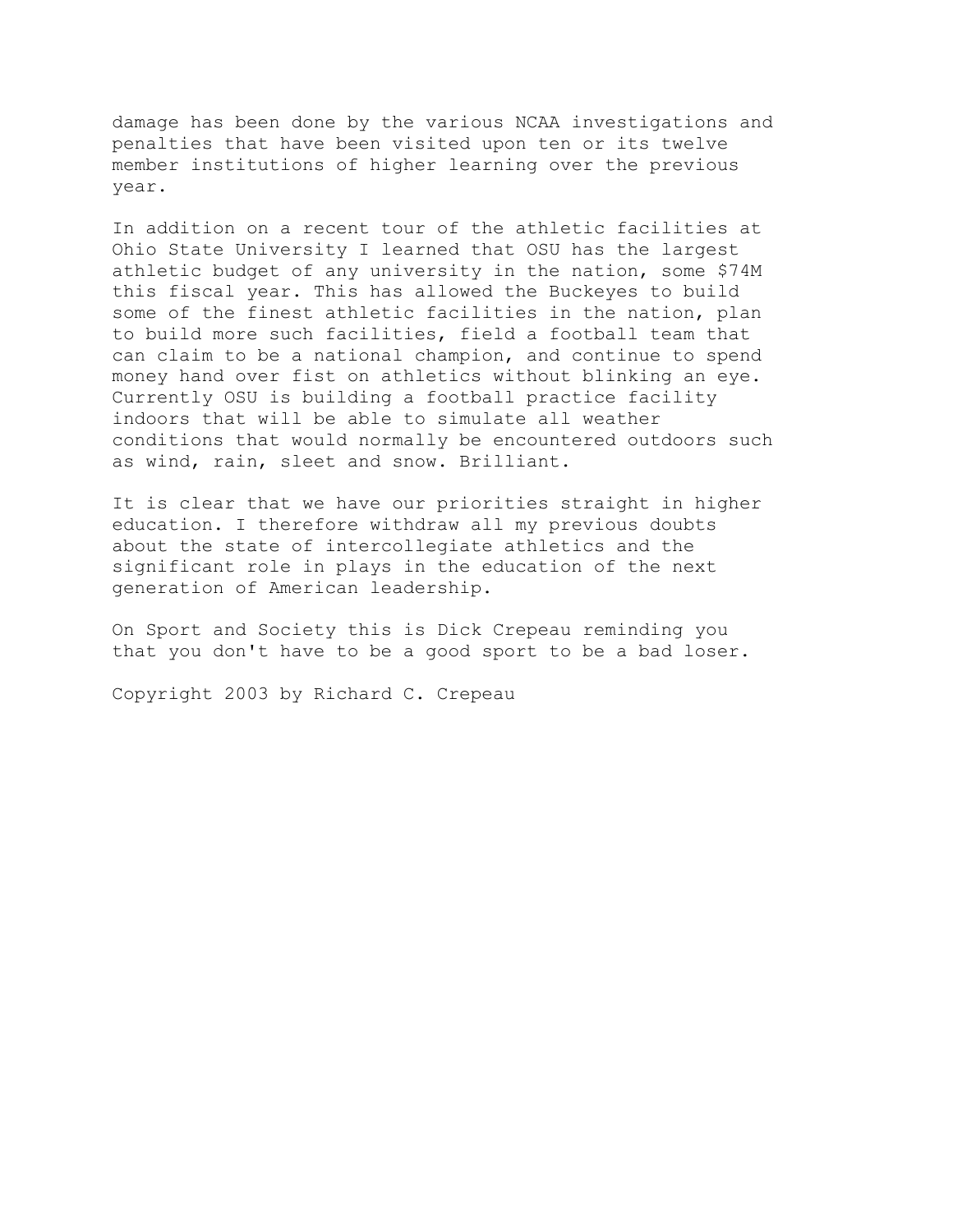damage has been done by the various NCAA investigations and penalties that have been visited upon ten or its twelve member institutions of higher learning over the previous year.

In addition on a recent tour of the athletic facilities at Ohio State University I learned that OSU has the largest athletic budget of any university in the nation, some $74M this fiscal year. This has allowed the Buckeyes to build some of the finest athletic facilities in the nation, plan to build more such facilities, field a football team that can claim to be a national champion, and continue to spend money hand over fist on athletics without blinking an eye. Currently OSU is building a football practice facility indoors that will be able to simulate all weather conditions that would normally be encountered outdoors such as wind, rain, sleet and snow. Brilliant.

It is clear that we have our priorities straight in higher education. I therefore withdraw all my previous doubts about the state of intercollegiate athletics and the significant role in plays in the education of the next generation of American leadership.

On Sport and Society this is Dick Crepeau reminding you that you don't have to be a good sport to be a bad loser.

Copyright 2003 by Richard C. Crepeau